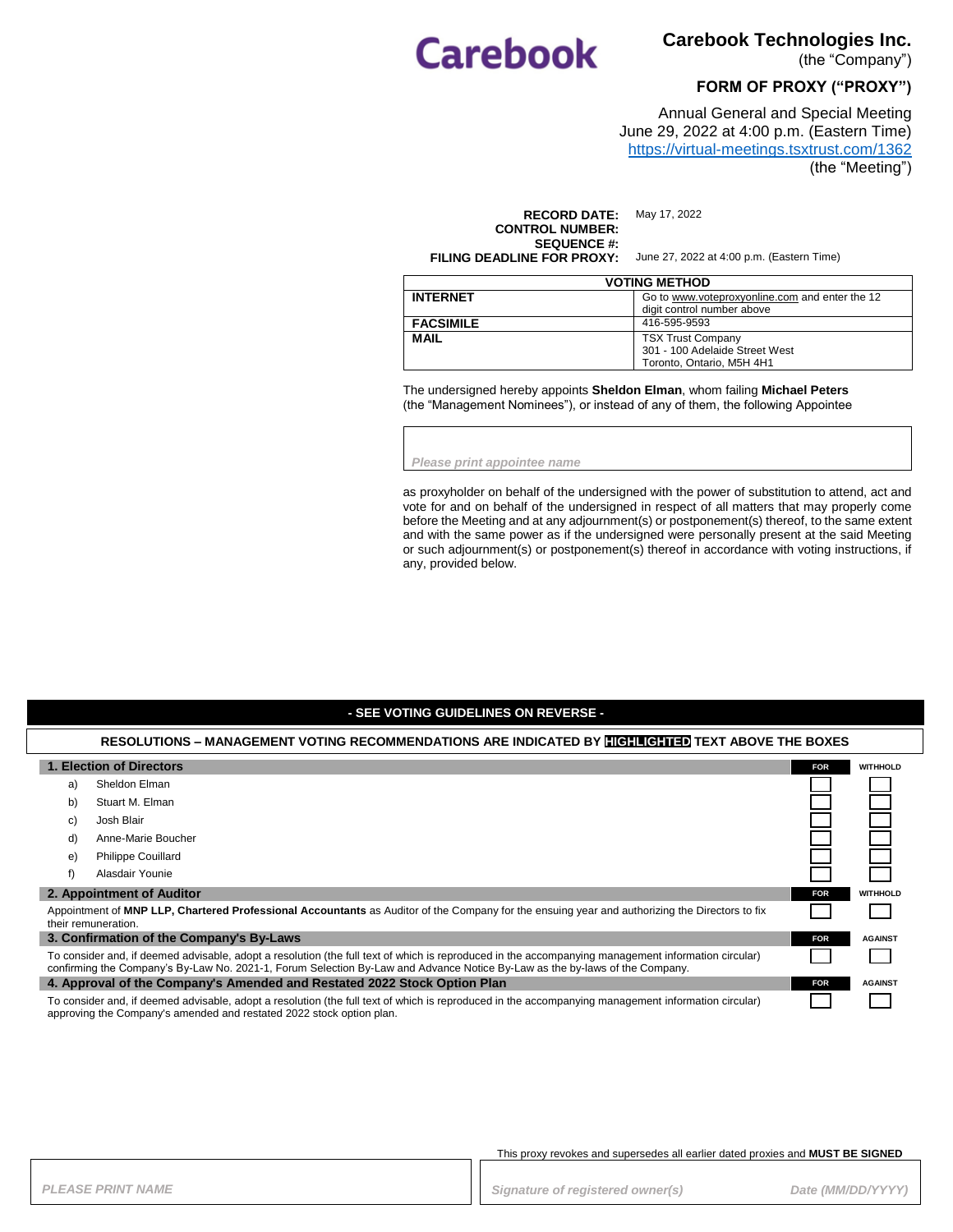Carebook

**Carebook Technologies Inc.**
(the "Company")

## FORM OF PROXY ("PROXY")

Annual General and Special Meeting
June 29, 2022 at 4:00 p.m. (Eastern Time)
https://virtual-meetings.tsxtrust.com/1362
(the "Meeting")

**RECORD DATE:** May 17, 2022
**CONTROL NUMBER:**
**SEQUENCE #:**
**FILING DEADLINE FOR PROXY:** June 27, 2022 at 4:00 p.m. (Eastern Time)

| VOTING METHOD | |
|---|---|
| **INTERNET** | Go to www.voteproxyonline.com and enter the 12 digit control number above |
| **FACSIMILE** | 416-595-9593 |
| **MAIL** | TSX Trust Company<br>301 - 100 Adelaide Street West<br>Toronto, Ontario, M5H 4H1 |

The undersigned hereby appoints **Sheldon Elman**, whom failing **Michael Peters** (the "Management Nominees"), or instead of any of them, the following Appointee

*Please print appointee name*

as proxyholder on behalf of the undersigned with the power of substitution to attend, act and vote for and on behalf of the undersigned in respect of all matters that may properly come before the Meeting and at any adjournment(s) or postponement(s) thereof, to the same extent and with the same power as if the undersigned were personally present at the said Meeting or such adjournment(s) or postponement(s) thereof in accordance with voting instructions, if any, provided below.

**- SEE VOTING GUIDELINES ON REVERSE -**

**RESOLUTIONS – MANAGEMENT VOTING RECOMMENDATIONS ARE INDICATED BY HIGHLIGHTED TEXT ABOVE THE BOXES**

| **1. Election of Directors** | **FOR** | **WITHHOLD** |
|---|---|---|
| a) Sheldon Elman | ☐ | ☐ |
| b) Stuart M. Elman | ☐ | ☐ |
| c) Josh Blair | ☐ | ☐ |
| d) Anne-Marie Boucher | ☐ | ☐ |
| e) Philippe Couillard | ☐ | ☐ |
| f) Alasdair Younie | ☐ | ☐ |

| **2. Appointment of Auditor** | **FOR** | **WITHHOLD** |
|---|---|---|
| Appointment of **MNP LLP, Chartered Professional Accountants** as Auditor of the Company for the ensuing year and authorizing the Directors to fix their remuneration. | ☐ | ☐ |

| **3. Confirmation of the Company's By-Laws** | **FOR** | **AGAINST** |
|---|---|---|
| To consider and, if deemed advisable, adopt a resolution (the full text of which is reproduced in the accompanying management information circular) confirming the Company's By-Law No. 2021-1, Forum Selection By-Law and Advance Notice By-Law as the by-laws of the Company. | ☐ | ☐ |

| **4. Approval of the Company's Amended and Restated 2022 Stock Option Plan** | **FOR** | **AGAINST** |
|---|---|---|
| To consider and, if deemed advisable, adopt a resolution (the full text of which is reproduced in the accompanying management information circular) approving the Company's amended and restated 2022 stock option plan. | ☐ | ☐ |

This proxy revokes and supersedes all earlier dated proxies and **MUST BE SIGNED**

*PLEASE PRINT NAME*

*Signature of registered owner(s)* *Date (MM/DD/YYYY)*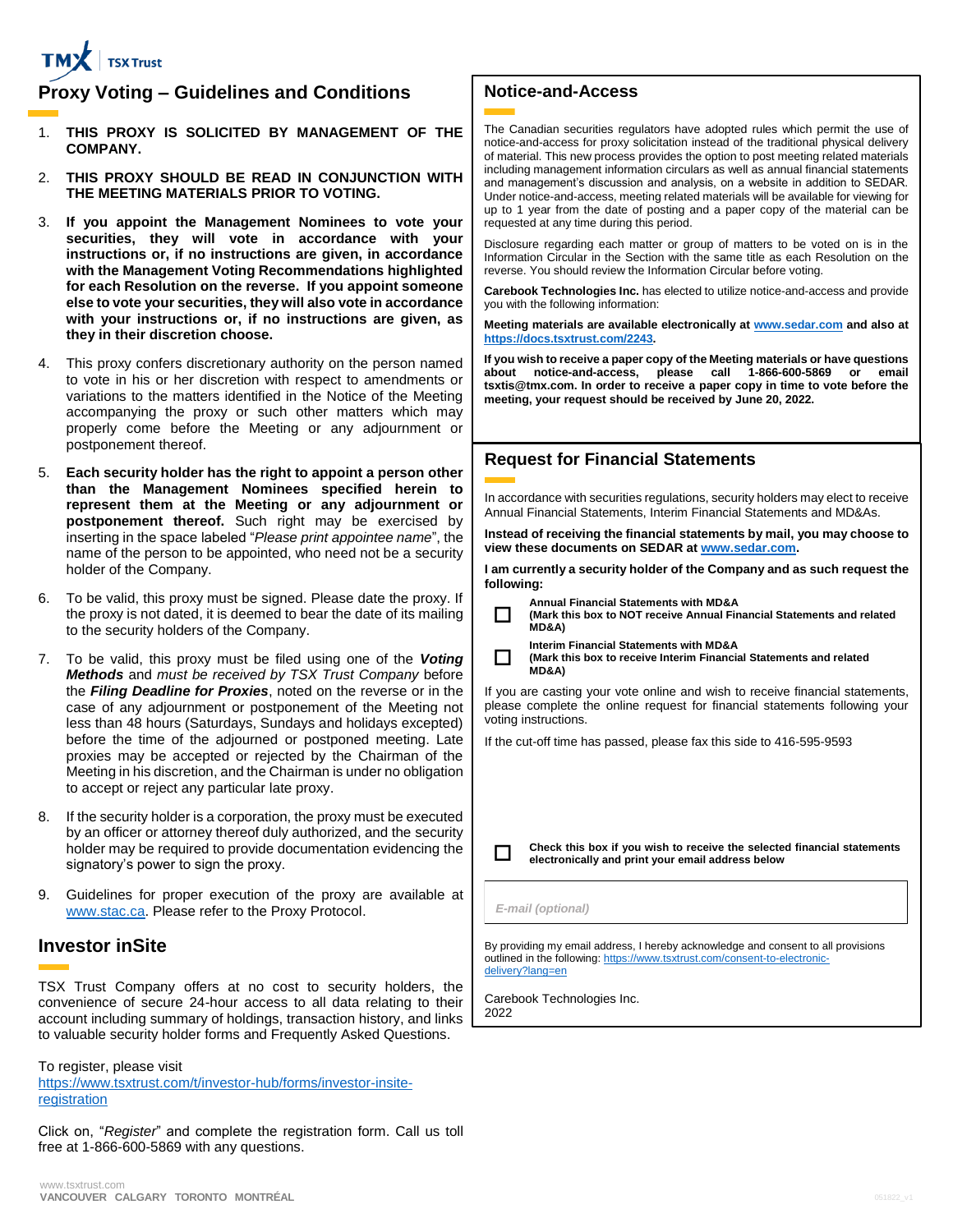TMX | TSX Trust

## Proxy Voting – Guidelines and Conditions

1. **THIS PROXY IS SOLICITED BY MANAGEMENT OF THE COMPANY.**
2. **THIS PROXY SHOULD BE READ IN CONJUNCTION WITH THE MEETING MATERIALS PRIOR TO VOTING.**
3. **If you appoint the Management Nominees to vote your securities, they will vote in accordance with your instructions or, if no instructions are given, in accordance with the Management Voting Recommendations highlighted for each Resolution on the reverse. If you appoint someone else to vote your securities, they will also vote in accordance with your instructions or, if no instructions are given, as they in their discretion choose.**
4. This proxy confers discretionary authority on the person named to vote in his or her discretion with respect to amendments or variations to the matters identified in the Notice of the Meeting accompanying the proxy or such other matters which may properly come before the Meeting or any adjournment or postponement thereof.
5. **Each security holder has the right to appoint a person other than the Management Nominees specified herein to represent them at the Meeting or any adjournment or postponement thereof.** Such right may be exercised by inserting in the space labeled "*Please print appointee name*", the name of the person to be appointed, who need not be a security holder of the Company.
6. To be valid, this proxy must be signed. Please date the proxy. If the proxy is not dated, it is deemed to bear the date of its mailing to the security holders of the Company.
7. To be valid, this proxy must be filed using one of the ***Voting Methods*** and *must be received by TSX Trust Company* before the ***Filing Deadline for Proxies***, noted on the reverse or in the case of any adjournment or postponement of the Meeting not less than 48 hours (Saturdays, Sundays and holidays excepted) before the time of the adjourned or postponed meeting. Late proxies may be accepted or rejected by the Chairman of the Meeting in his discretion, and the Chairman is under no obligation to accept or reject any particular late proxy.
8. If the security holder is a corporation, the proxy must be executed by an officer or attorney thereof duly authorized, and the security holder may be required to provide documentation evidencing the signatory's power to sign the proxy.
9. Guidelines for proper execution of the proxy are available at www.stac.ca. Please refer to the Proxy Protocol.

## Investor inSite

TSX Trust Company offers at no cost to security holders, the convenience of secure 24-hour access to all data relating to their account including summary of holdings, transaction history, and links to valuable security holder forms and Frequently Asked Questions.

To register, please visit https://www.tsxtrust.com/t/investor-hub/forms/investor-insite-registration

Click on, "*Register*" and complete the registration form. Call us toll free at 1-866-600-5869 with any questions.

## Notice-and-Access

The Canadian securities regulators have adopted rules which permit the use of notice-and-access for proxy solicitation instead of the traditional physical delivery of material. This new process provides the option to post meeting related materials including management information circulars as well as annual financial statements and management's discussion and analysis, on a website in addition to SEDAR. Under notice-and-access, meeting related materials will be available for viewing for up to 1 year from the date of posting and a paper copy of the material can be requested at any time during this period.

Disclosure regarding each matter or group of matters to be voted on is in the Information Circular in the Section with the same title as each Resolution on the reverse. You should review the Information Circular before voting.

**Carebook Technologies Inc.** has elected to utilize notice-and-access and provide you with the following information:

**Meeting materials are available electronically at www.sedar.com and also at https://docs.tsxtrust.com/2243.**

**If you wish to receive a paper copy of the Meeting materials or have questions about notice-and-access, please call 1-866-600-5869 or email tsxtis@tmx.com. In order to receive a paper copy in time to vote before the meeting, your request should be received by June 20, 2022.**

## Request for Financial Statements

In accordance with securities regulations, security holders may elect to receive Annual Financial Statements, Interim Financial Statements and MD&As.

**Instead of receiving the financial statements by mail, you may choose to view these documents on SEDAR at www.sedar.com.**

**I am currently a security holder of the Company and as such request the following:**

☐ **Annual Financial Statements with MD&A (Mark this box to NOT receive Annual Financial Statements and related MD&A)**

☐ **Interim Financial Statements with MD&A (Mark this box to receive Interim Financial Statements and related MD&A)**

If you are casting your vote online and wish to receive financial statements, please complete the online request for financial statements following your voting instructions.

If the cut-off time has passed, please fax this side to 416-595-9593

☐ **Check this box if you wish to receive the selected financial statements electronically and print your email address below**

*E-mail (optional)*

By providing my email address, I hereby acknowledge and consent to all provisions outlined in the following: https://www.tsxtrust.com/consent-to-electronic-delivery?lang=en

Carebook Technologies Inc.
2022

www.tsxtrust.com
VANCOUVER CALGARY TORONTO MONTRÉAL